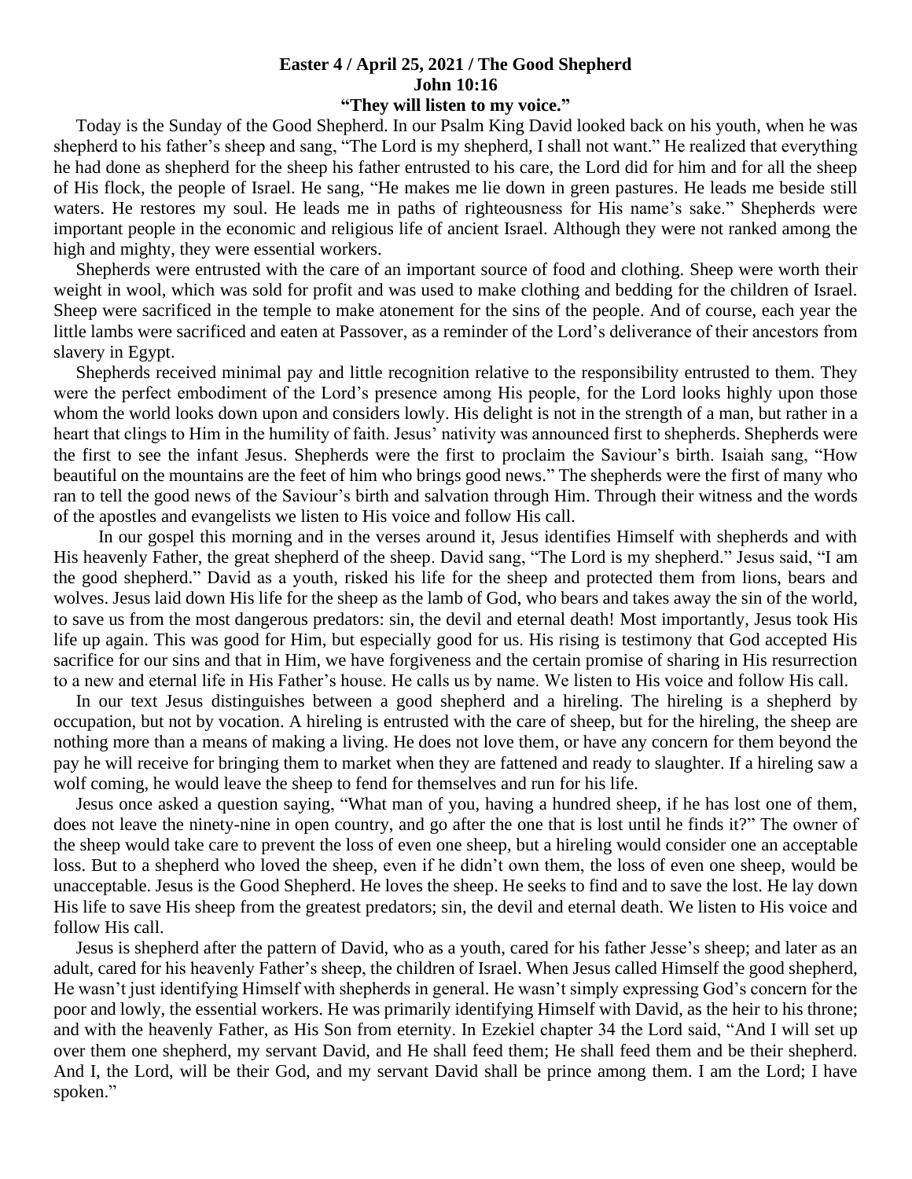**Easter 4 / April 25, 2021 / The Good Shepherd**
**John 10:16**
**"They will listen to my voice."**

Today is the Sunday of the Good Shepherd. In our Psalm King David looked back on his youth, when he was shepherd to his father's sheep and sang, "The Lord is my shepherd, I shall not want." He realized that everything he had done as shepherd for the sheep his father entrusted to his care, the Lord did for him and for all the sheep of His flock, the people of Israel. He sang, "He makes me lie down in green pastures. He leads me beside still waters. He restores my soul. He leads me in paths of righteousness for His name's sake." Shepherds were important people in the economic and religious life of ancient Israel. Although they were not ranked among the high and mighty, they were essential workers.

Shepherds were entrusted with the care of an important source of food and clothing. Sheep were worth their weight in wool, which was sold for profit and was used to make clothing and bedding for the children of Israel. Sheep were sacrificed in the temple to make atonement for the sins of the people. And of course, each year the little lambs were sacrificed and eaten at Passover, as a reminder of the Lord's deliverance of their ancestors from slavery in Egypt.

Shepherds received minimal pay and little recognition relative to the responsibility entrusted to them. They were the perfect embodiment of the Lord's presence among His people, for the Lord looks highly upon those whom the world looks down upon and considers lowly. His delight is not in the strength of a man, but rather in a heart that clings to Him in the humility of faith. Jesus' nativity was announced first to shepherds. Shepherds were the first to see the infant Jesus. Shepherds were the first to proclaim the Saviour's birth. Isaiah sang, "How beautiful on the mountains are the feet of him who brings good news." The shepherds were the first of many who ran to tell the good news of the Saviour's birth and salvation through Him. Through their witness and the words of the apostles and evangelists we listen to His voice and follow His call.

In our gospel this morning and in the verses around it, Jesus identifies Himself with shepherds and with His heavenly Father, the great shepherd of the sheep. David sang, "The Lord is my shepherd." Jesus said, "I am the good shepherd." David as a youth, risked his life for the sheep and protected them from lions, bears and wolves. Jesus laid down His life for the sheep as the lamb of God, who bears and takes away the sin of the world, to save us from the most dangerous predators: sin, the devil and eternal death! Most importantly, Jesus took His life up again. This was good for Him, but especially good for us. His rising is testimony that God accepted His sacrifice for our sins and that in Him, we have forgiveness and the certain promise of sharing in His resurrection to a new and eternal life in His Father's house. He calls us by name. We listen to His voice and follow His call.

In our text Jesus distinguishes between a good shepherd and a hireling. The hireling is a shepherd by occupation, but not by vocation. A hireling is entrusted with the care of sheep, but for the hireling, the sheep are nothing more than a means of making a living. He does not love them, or have any concern for them beyond the pay he will receive for bringing them to market when they are fattened and ready to slaughter. If a hireling saw a wolf coming, he would leave the sheep to fend for themselves and run for his life.

Jesus once asked a question saying, "What man of you, having a hundred sheep, if he has lost one of them, does not leave the ninety-nine in open country, and go after the one that is lost until he finds it?" The owner of the sheep would take care to prevent the loss of even one sheep, but a hireling would consider one an acceptable loss. But to a shepherd who loved the sheep, even if he didn't own them, the loss of even one sheep, would be unacceptable. Jesus is the Good Shepherd. He loves the sheep. He seeks to find and to save the lost. He lay down His life to save His sheep from the greatest predators; sin, the devil and eternal death. We listen to His voice and follow His call.

Jesus is shepherd after the pattern of David, who as a youth, cared for his father Jesse's sheep; and later as an adult, cared for his heavenly Father's sheep, the children of Israel. When Jesus called Himself the good shepherd, He wasn't just identifying Himself with shepherds in general. He wasn't simply expressing God's concern for the poor and lowly, the essential workers. He was primarily identifying Himself with David, as the heir to his throne; and with the heavenly Father, as His Son from eternity. In Ezekiel chapter 34 the Lord said, "And I will set up over them one shepherd, my servant David, and He shall feed them; He shall feed them and be their shepherd. And I, the Lord, will be their God, and my servant David shall be prince among them. I am the Lord; I have spoken."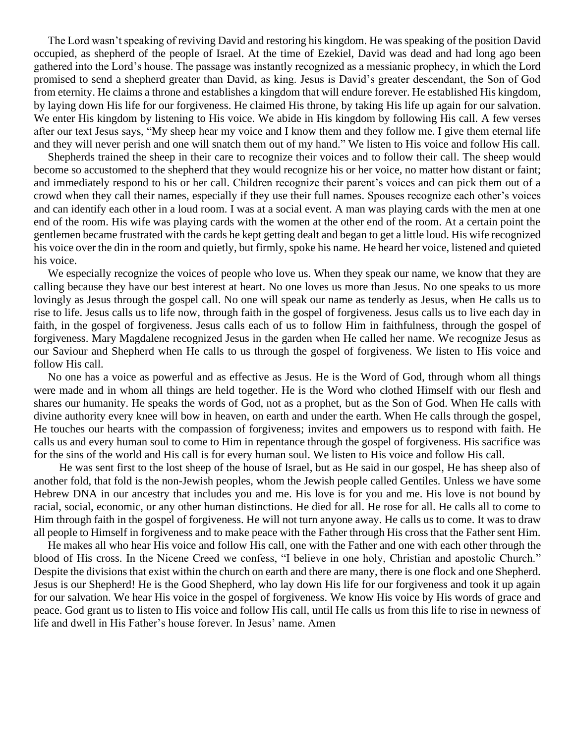The Lord wasn't speaking of reviving David and restoring his kingdom. He was speaking of the position David occupied, as shepherd of the people of Israel. At the time of Ezekiel, David was dead and had long ago been gathered into the Lord's house. The passage was instantly recognized as a messianic prophecy, in which the Lord promised to send a shepherd greater than David, as king. Jesus is David's greater descendant, the Son of God from eternity. He claims a throne and establishes a kingdom that will endure forever. He established His kingdom, by laying down His life for our forgiveness. He claimed His throne, by taking His life up again for our salvation. We enter His kingdom by listening to His voice. We abide in His kingdom by following His call. A few verses after our text Jesus says, "My sheep hear my voice and I know them and they follow me. I give them eternal life and they will never perish and one will snatch them out of my hand." We listen to His voice and follow His call.

Shepherds trained the sheep in their care to recognize their voices and to follow their call. The sheep would become so accustomed to the shepherd that they would recognize his or her voice, no matter how distant or faint; and immediately respond to his or her call. Children recognize their parent's voices and can pick them out of a crowd when they call their names, especially if they use their full names. Spouses recognize each other's voices and can identify each other in a loud room. I was at a social event. A man was playing cards with the men at one end of the room. His wife was playing cards with the women at the other end of the room. At a certain point the gentlemen became frustrated with the cards he kept getting dealt and began to get a little loud. His wife recognized his voice over the din in the room and quietly, but firmly, spoke his name. He heard her voice, listened and quieted his voice.

We especially recognize the voices of people who love us. When they speak our name, we know that they are calling because they have our best interest at heart. No one loves us more than Jesus. No one speaks to us more lovingly as Jesus through the gospel call. No one will speak our name as tenderly as Jesus, when He calls us to rise to life. Jesus calls us to life now, through faith in the gospel of forgiveness. Jesus calls us to live each day in faith, in the gospel of forgiveness. Jesus calls each of us to follow Him in faithfulness, through the gospel of forgiveness. Mary Magdalene recognized Jesus in the garden when He called her name. We recognize Jesus as our Saviour and Shepherd when He calls to us through the gospel of forgiveness. We listen to His voice and follow His call.

No one has a voice as powerful and as effective as Jesus. He is the Word of God, through whom all things were made and in whom all things are held together. He is the Word who clothed Himself with our flesh and shares our humanity. He speaks the words of God, not as a prophet, but as the Son of God. When He calls with divine authority every knee will bow in heaven, on earth and under the earth. When He calls through the gospel, He touches our hearts with the compassion of forgiveness; invites and empowers us to respond with faith. He calls us and every human soul to come to Him in repentance through the gospel of forgiveness. His sacrifice was for the sins of the world and His call is for every human soul. We listen to His voice and follow His call.

He was sent first to the lost sheep of the house of Israel, but as He said in our gospel, He has sheep also of another fold, that fold is the non-Jewish peoples, whom the Jewish people called Gentiles. Unless we have some Hebrew DNA in our ancestry that includes you and me. His love is for you and me. His love is not bound by racial, social, economic, or any other human distinctions. He died for all. He rose for all. He calls all to come to Him through faith in the gospel of forgiveness. He will not turn anyone away. He calls us to come. It was to draw all people to Himself in forgiveness and to make peace with the Father through His cross that the Father sent Him.

He makes all who hear His voice and follow His call, one with the Father and one with each other through the blood of His cross. In the Nicene Creed we confess, "I believe in one holy, Christian and apostolic Church." Despite the divisions that exist within the church on earth and there are many, there is one flock and one Shepherd. Jesus is our Shepherd! He is the Good Shepherd, who lay down His life for our forgiveness and took it up again for our salvation. We hear His voice in the gospel of forgiveness. We know His voice by His words of grace and peace. God grant us to listen to His voice and follow His call, until He calls us from this life to rise in newness of life and dwell in His Father's house forever. In Jesus' name. Amen